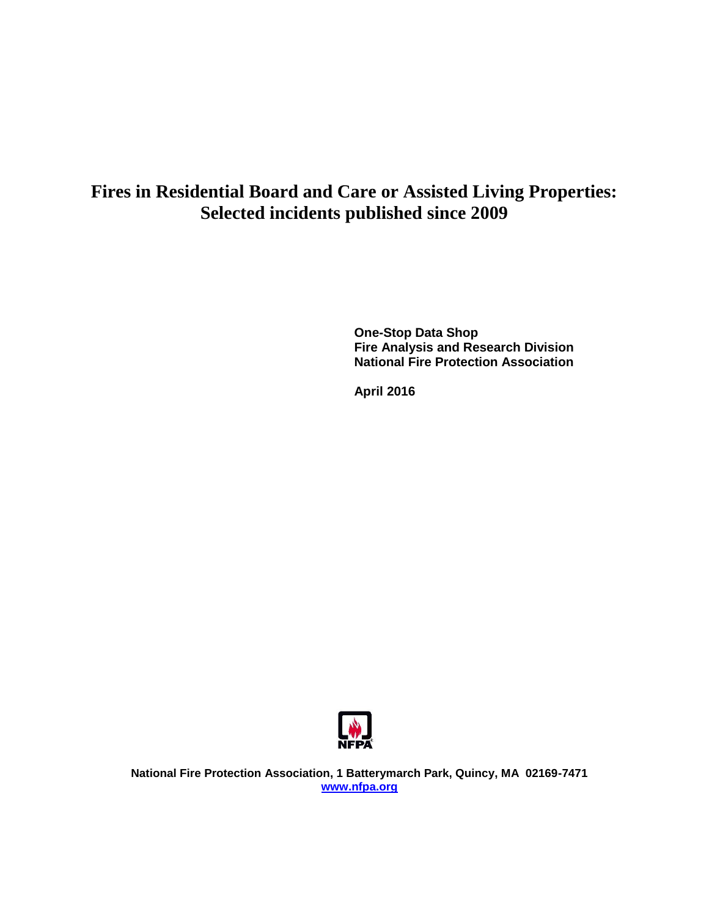# Fires in Residential Board and Care or Assisted Living Properties: Selected incidents published since 2009

**One-Stop Data Shop**
**Fire Analysis and Research Division**
**National Fire Protection Association**

**April 2016**

**National Fire Protection Association, 1 Batterymarch Park, Quincy, MA 02169-7471**
**www.nfpa.org**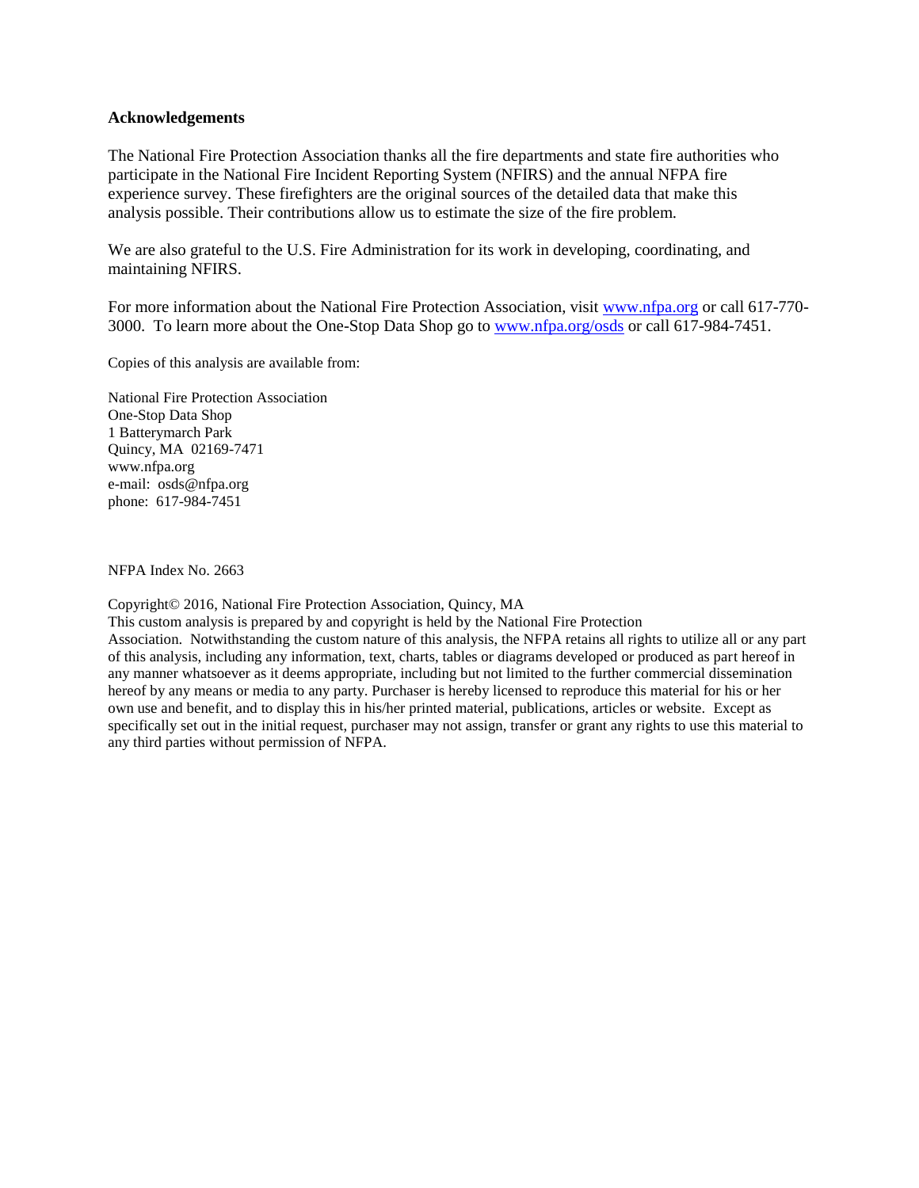## Acknowledgements

The National Fire Protection Association thanks all the fire departments and state fire authorities who participate in the National Fire Incident Reporting System (NFIRS) and the annual NFPA fire experience survey. These firefighters are the original sources of the detailed data that make this analysis possible. Their contributions allow us to estimate the size of the fire problem.

We are also grateful to the U.S. Fire Administration for its work in developing, coordinating, and maintaining NFIRS.

For more information about the National Fire Protection Association, visit [www.nfpa.org](http://www.nfpa.org) or call 617-770-3000. To learn more about the One-Stop Data Shop go to [www.nfpa.org/osds](http://www.nfpa.org/osds) or call 617-984-7451.

Copies of this analysis are available from:

National Fire Protection Association  
One-Stop Data Shop  
1 Batterymarch Park  
Quincy, MA 02169-7471  
www.nfpa.org  
e-mail: osds@nfpa.org  
phone: 617-984-7451

NFPA Index No. 2663

Copyright© 2016, National Fire Protection Association, Quincy, MA  
This custom analysis is prepared by and copyright is held by the National Fire Protection Association. Notwithstanding the custom nature of this analysis, the NFPA retains all rights to utilize all or any part of this analysis, including any information, text, charts, tables or diagrams developed or produced as part hereof in any manner whatsoever as it deems appropriate, including but not limited to the further commercial dissemination hereof by any means or media to any party. Purchaser is hereby licensed to reproduce this material for his or her own use and benefit, and to display this in his/her printed material, publications, articles or website. Except as specifically set out in the initial request, purchaser may not assign, transfer or grant any rights to use this material to any third parties without permission of NFPA.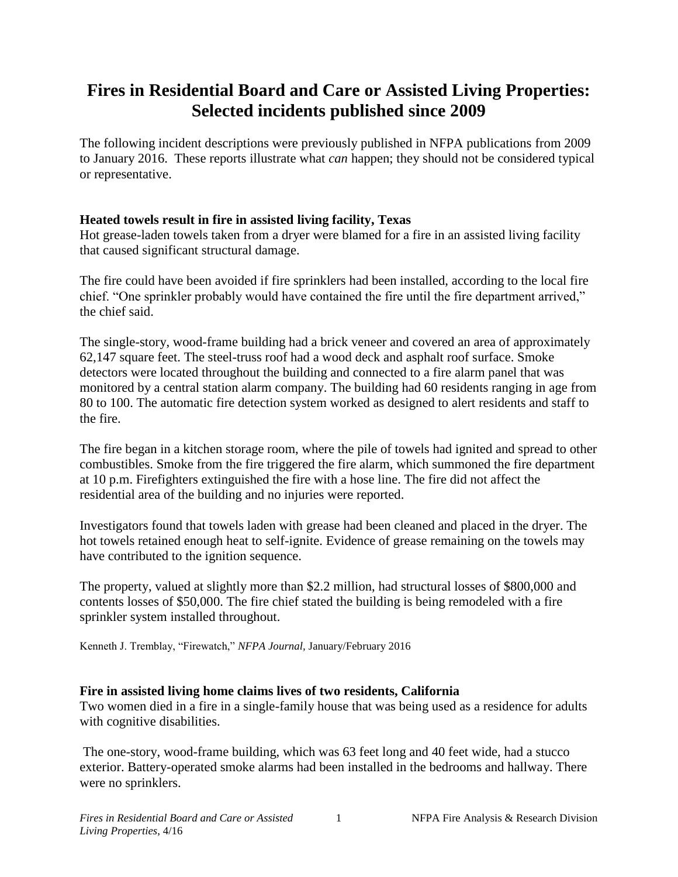# Fires in Residential Board and Care or Assisted Living Properties: Selected incidents published since 2009

The following incident descriptions were previously published in NFPA publications from 2009 to January 2016. These reports illustrate what *can* happen; they should not be considered typical or representative.

### Heated towels result in fire in assisted living facility, Texas

Hot grease-laden towels taken from a dryer were blamed for a fire in an assisted living facility that caused significant structural damage.

The fire could have been avoided if fire sprinklers had been installed, according to the local fire chief. "One sprinkler probably would have contained the fire until the fire department arrived," the chief said.

The single-story, wood-frame building had a brick veneer and covered an area of approximately 62,147 square feet. The steel-truss roof had a wood deck and asphalt roof surface. Smoke detectors were located throughout the building and connected to a fire alarm panel that was monitored by a central station alarm company. The building had 60 residents ranging in age from 80 to 100. The automatic fire detection system worked as designed to alert residents and staff to the fire.

The fire began in a kitchen storage room, where the pile of towels had ignited and spread to other combustibles. Smoke from the fire triggered the fire alarm, which summoned the fire department at 10 p.m. Firefighters extinguished the fire with a hose line. The fire did not affect the residential area of the building and no injuries were reported.

Investigators found that towels laden with grease had been cleaned and placed in the dryer. The hot towels retained enough heat to self-ignite. Evidence of grease remaining on the towels may have contributed to the ignition sequence.

The property, valued at slightly more than $2.2 million, had structural losses of $800,000 and contents losses of $50,000. The fire chief stated the building is being remodeled with a fire sprinkler system installed throughout.

Kenneth J. Tremblay, "Firewatch," *NFPA Journal*, January/February 2016

### Fire in assisted living home claims lives of two residents, California

Two women died in a fire in a single-family house that was being used as a residence for adults with cognitive disabilities.

The one-story, wood-frame building, which was 63 feet long and 40 feet wide, had a stucco exterior. Battery-operated smoke alarms had been installed in the bedrooms and hallway. There were no sprinklers.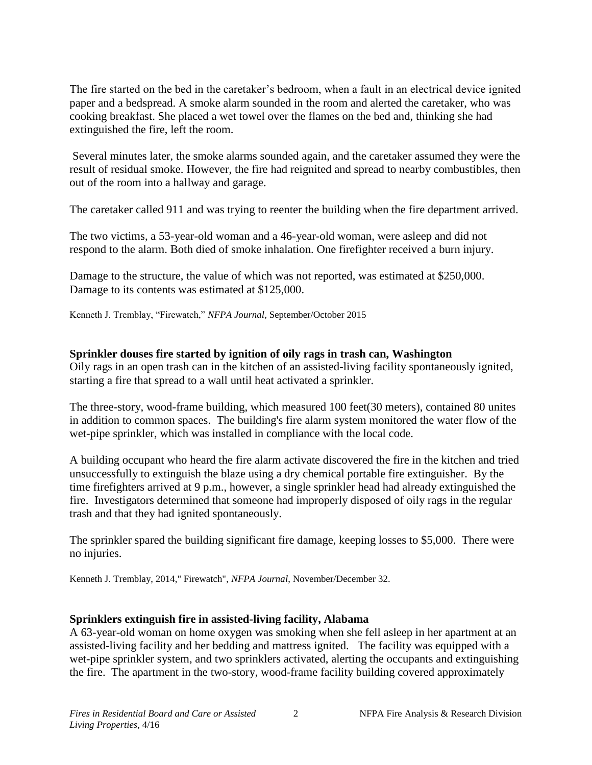The fire started on the bed in the caretaker's bedroom, when a fault in an electrical device ignited paper and a bedspread. A smoke alarm sounded in the room and alerted the caretaker, who was cooking breakfast. She placed a wet towel over the flames on the bed and, thinking she had extinguished the fire, left the room.

Several minutes later, the smoke alarms sounded again, and the caretaker assumed they were the result of residual smoke. However, the fire had reignited and spread to nearby combustibles, then out of the room into a hallway and garage.

The caretaker called 911 and was trying to reenter the building when the fire department arrived.

The two victims, a 53-year-old woman and a 46-year-old woman, were asleep and did not respond to the alarm. Both died of smoke inhalation. One firefighter received a burn injury.

Damage to the structure, the value of which was not reported, was estimated at $250,000. Damage to its contents was estimated at $125,000.

Kenneth J. Tremblay, "Firewatch," *NFPA Journal*, September/October 2015

**Sprinkler douses fire started by ignition of oily rags in trash can, Washington**

Oily rags in an open trash can in the kitchen of an assisted-living facility spontaneously ignited, starting a fire that spread to a wall until heat activated a sprinkler.

The three-story, wood-frame building, which measured 100 feet(30 meters), contained 80 unites in addition to common spaces. The building's fire alarm system monitored the water flow of the wet-pipe sprinkler, which was installed in compliance with the local code.

A building occupant who heard the fire alarm activate discovered the fire in the kitchen and tried unsuccessfully to extinguish the blaze using a dry chemical portable fire extinguisher. By the time firefighters arrived at 9 p.m., however, a single sprinkler head had already extinguished the fire. Investigators determined that someone had improperly disposed of oily rags in the regular trash and that they had ignited spontaneously.

The sprinkler spared the building significant fire damage, keeping losses to $5,000. There were no injuries.

Kenneth J. Tremblay, 2014," Firewatch", *NFPA Journal*, November/December 32.

**Sprinklers extinguish fire in assisted-living facility, Alabama**

A 63-year-old woman on home oxygen was smoking when she fell asleep in her apartment at an assisted-living facility and her bedding and mattress ignited. The facility was equipped with a wet-pipe sprinkler system, and two sprinklers activated, alerting the occupants and extinguishing the fire. The apartment in the two-story, wood-frame facility building covered approximately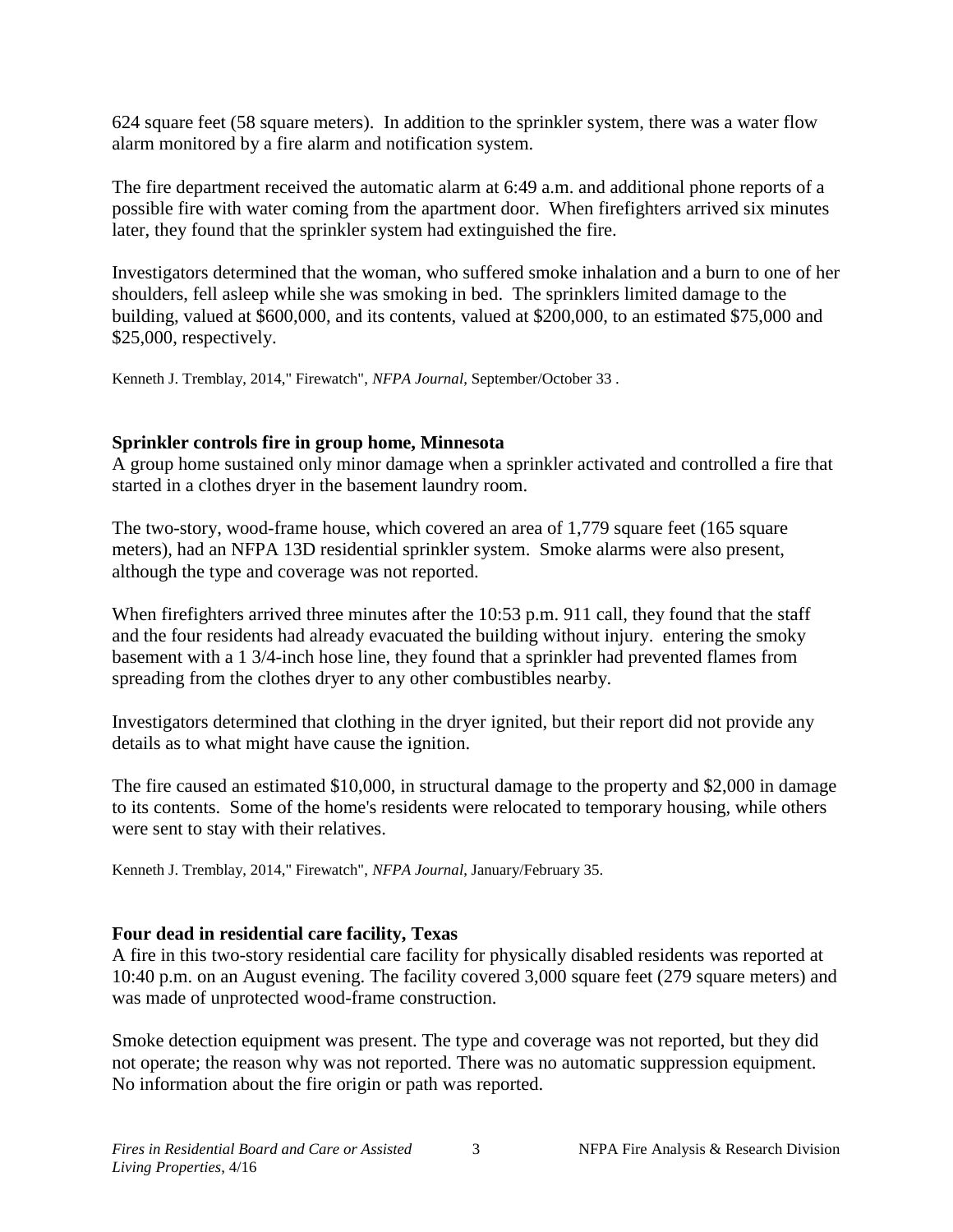624 square feet (58 square meters). In addition to the sprinkler system, there was a water flow alarm monitored by a fire alarm and notification system.

The fire department received the automatic alarm at 6:49 a.m. and additional phone reports of a possible fire with water coming from the apartment door. When firefighters arrived six minutes later, they found that the sprinkler system had extinguished the fire.

Investigators determined that the woman, who suffered smoke inhalation and a burn to one of her shoulders, fell asleep while she was smoking in bed. The sprinklers limited damage to the building, valued at $600,000, and its contents, valued at $200,000, to an estimated $75,000 and $25,000, respectively.

Kenneth J. Tremblay, 2014," Firewatch", *NFPA Journal*, September/October 33 .

**Sprinkler controls fire in group home, Minnesota**

A group home sustained only minor damage when a sprinkler activated and controlled a fire that started in a clothes dryer in the basement laundry room.

The two-story, wood-frame house, which covered an area of 1,779 square feet (165 square meters), had an NFPA 13D residential sprinkler system. Smoke alarms were also present, although the type and coverage was not reported.

When firefighters arrived three minutes after the 10:53 p.m. 911 call, they found that the staff and the four residents had already evacuated the building without injury. entering the smoky basement with a 1 3/4-inch hose line, they found that a sprinkler had prevented flames from spreading from the clothes dryer to any other combustibles nearby.

Investigators determined that clothing in the dryer ignited, but their report did not provide any details as to what might have cause the ignition.

The fire caused an estimated $10,000, in structural damage to the property and $2,000 in damage to its contents. Some of the home's residents were relocated to temporary housing, while others were sent to stay with their relatives.

Kenneth J. Tremblay, 2014," Firewatch", *NFPA Journal*, January/February 35.

**Four dead in residential care facility, Texas**

A fire in this two-story residential care facility for physically disabled residents was reported at 10:40 p.m. on an August evening. The facility covered 3,000 square feet (279 square meters) and was made of unprotected wood-frame construction.

Smoke detection equipment was present. The type and coverage was not reported, but they did not operate; the reason why was not reported. There was no automatic suppression equipment. No information about the fire origin or path was reported.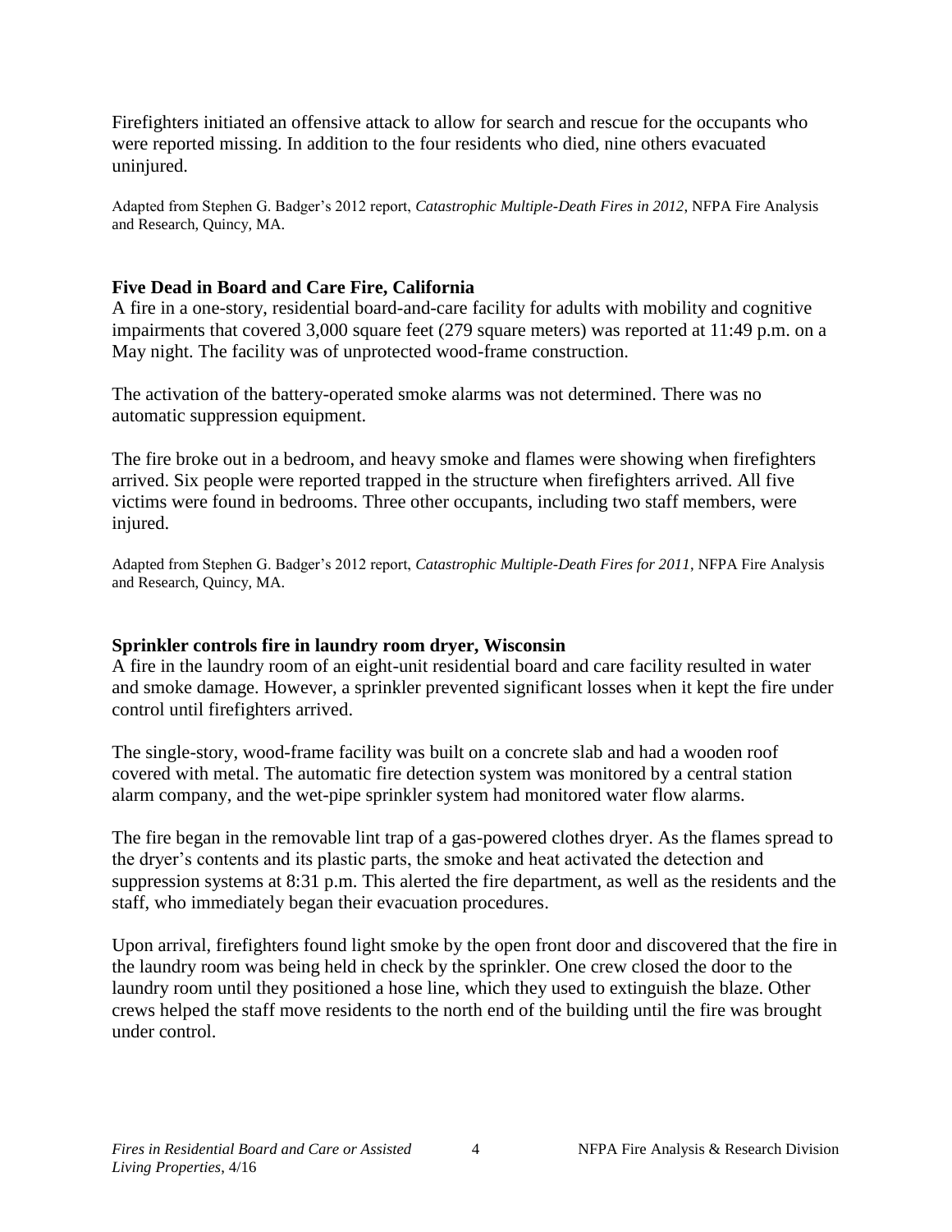Firefighters initiated an offensive attack to allow for search and rescue for the occupants who were reported missing. In addition to the four residents who died, nine others evacuated uninjured.

Adapted from Stephen G. Badger's 2012 report, *Catastrophic Multiple-Death Fires in 2012*, NFPA Fire Analysis and Research, Quincy, MA.

### Five Dead in Board and Care Fire, California

A fire in a one-story, residential board-and-care facility for adults with mobility and cognitive impairments that covered 3,000 square feet (279 square meters) was reported at 11:49 p.m. on a May night. The facility was of unprotected wood-frame construction.

The activation of the battery-operated smoke alarms was not determined. There was no automatic suppression equipment.

The fire broke out in a bedroom, and heavy smoke and flames were showing when firefighters arrived. Six people were reported trapped in the structure when firefighters arrived. All five victims were found in bedrooms. Three other occupants, including two staff members, were injured.

Adapted from Stephen G. Badger's 2012 report, *Catastrophic Multiple-Death Fires for 2011*, NFPA Fire Analysis and Research, Quincy, MA.

### Sprinkler controls fire in laundry room dryer, Wisconsin

A fire in the laundry room of an eight-unit residential board and care facility resulted in water and smoke damage. However, a sprinkler prevented significant losses when it kept the fire under control until firefighters arrived.

The single-story, wood-frame facility was built on a concrete slab and had a wooden roof covered with metal. The automatic fire detection system was monitored by a central station alarm company, and the wet-pipe sprinkler system had monitored water flow alarms.

The fire began in the removable lint trap of a gas-powered clothes dryer. As the flames spread to the dryer's contents and its plastic parts, the smoke and heat activated the detection and suppression systems at 8:31 p.m. This alerted the fire department, as well as the residents and the staff, who immediately began their evacuation procedures.

Upon arrival, firefighters found light smoke by the open front door and discovered that the fire in the laundry room was being held in check by the sprinkler. One crew closed the door to the laundry room until they positioned a hose line, which they used to extinguish the blaze. Other crews helped the staff move residents to the north end of the building until the fire was brought under control.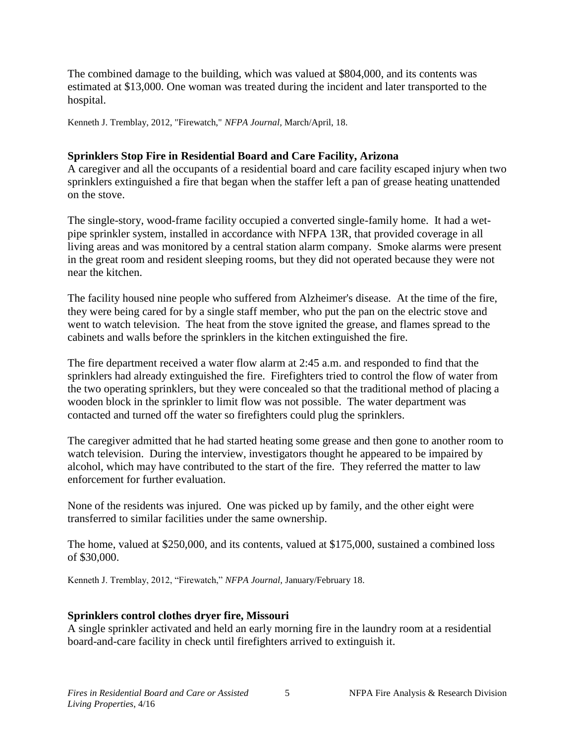The combined damage to the building, which was valued at $804,000, and its contents was estimated at $13,000. One woman was treated during the incident and later transported to the hospital.

Kenneth J. Tremblay, 2012, "Firewatch," *NFPA Journal,* March/April, 18.

### Sprinklers Stop Fire in Residential Board and Care Facility, Arizona

A caregiver and all the occupants of a residential board and care facility escaped injury when two sprinklers extinguished a fire that began when the staffer left a pan of grease heating unattended on the stove.

The single-story, wood-frame facility occupied a converted single-family home. It had a wet-pipe sprinkler system, installed in accordance with NFPA 13R, that provided coverage in all living areas and was monitored by a central station alarm company. Smoke alarms were present in the great room and resident sleeping rooms, but they did not operated because they were not near the kitchen.

The facility housed nine people who suffered from Alzheimer's disease. At the time of the fire, they were being cared for by a single staff member, who put the pan on the electric stove and went to watch television. The heat from the stove ignited the grease, and flames spread to the cabinets and walls before the sprinklers in the kitchen extinguished the fire.

The fire department received a water flow alarm at 2:45 a.m. and responded to find that the sprinklers had already extinguished the fire. Firefighters tried to control the flow of water from the two operating sprinklers, but they were concealed so that the traditional method of placing a wooden block in the sprinkler to limit flow was not possible. The water department was contacted and turned off the water so firefighters could plug the sprinklers.

The caregiver admitted that he had started heating some grease and then gone to another room to watch television. During the interview, investigators thought he appeared to be impaired by alcohol, which may have contributed to the start of the fire. They referred the matter to law enforcement for further evaluation.

None of the residents was injured. One was picked up by family, and the other eight were transferred to similar facilities under the same ownership.

The home, valued at $250,000, and its contents, valued at $175,000, sustained a combined loss of $30,000.

Kenneth J. Tremblay, 2012, "Firewatch," *NFPA Journal,* January/February 18.

### Sprinklers control clothes dryer fire, Missouri

A single sprinkler activated and held an early morning fire in the laundry room at a residential board-and-care facility in check until firefighters arrived to extinguish it.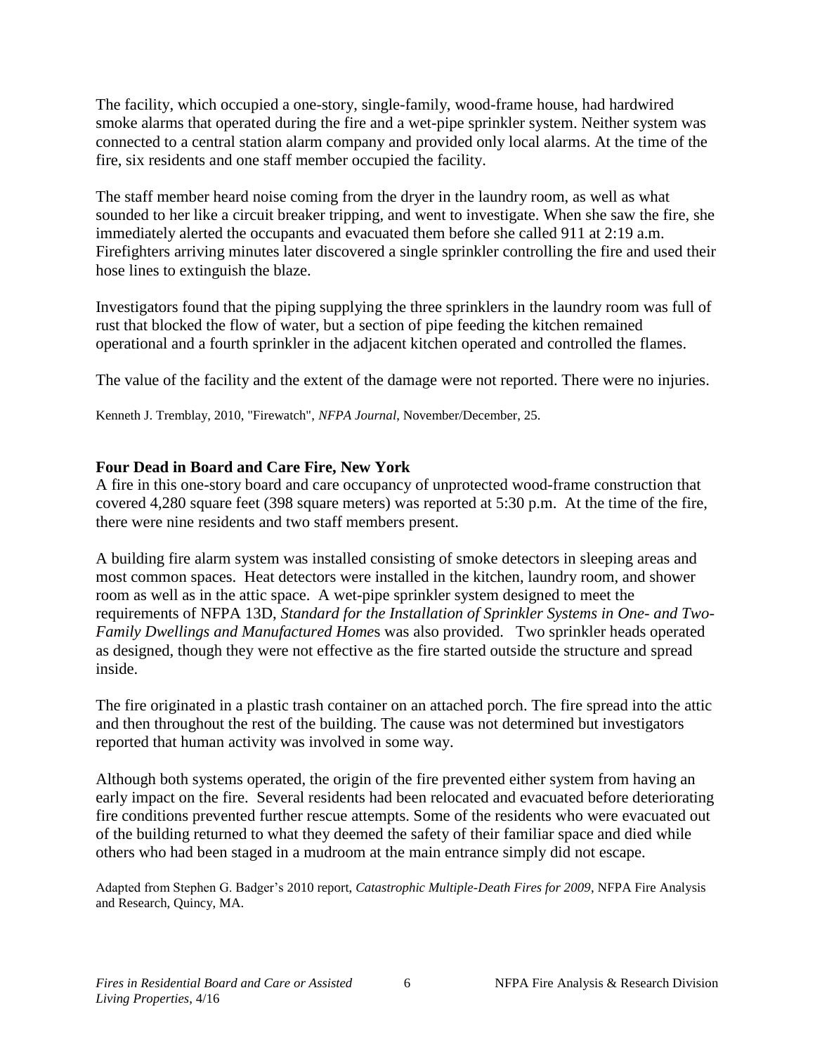The facility, which occupied a one-story, single-family, wood-frame house, had hardwired smoke alarms that operated during the fire and a wet-pipe sprinkler system. Neither system was connected to a central station alarm company and provided only local alarms. At the time of the fire, six residents and one staff member occupied the facility.

The staff member heard noise coming from the dryer in the laundry room, as well as what sounded to her like a circuit breaker tripping, and went to investigate. When she saw the fire, she immediately alerted the occupants and evacuated them before she called 911 at 2:19 a.m. Firefighters arriving minutes later discovered a single sprinkler controlling the fire and used their hose lines to extinguish the blaze.

Investigators found that the piping supplying the three sprinklers in the laundry room was full of rust that blocked the flow of water, but a section of pipe feeding the kitchen remained operational and a fourth sprinkler in the adjacent kitchen operated and controlled the flames.

The value of the facility and the extent of the damage were not reported. There were no injuries.

Kenneth J. Tremblay, 2010, "Firewatch", *NFPA Journal*, November/December, 25.

**Four Dead in Board and Care Fire, New York**

A fire in this one-story board and care occupancy of unprotected wood-frame construction that covered 4,280 square feet (398 square meters) was reported at 5:30 p.m. At the time of the fire, there were nine residents and two staff members present.

A building fire alarm system was installed consisting of smoke detectors in sleeping areas and most common spaces. Heat detectors were installed in the kitchen, laundry room, and shower room as well as in the attic space. A wet-pipe sprinkler system designed to meet the requirements of NFPA 13D, *Standard for the Installation of Sprinkler Systems in One- and Two-Family Dwellings and Manufactured Home*s was also provided. Two sprinkler heads operated as designed, though they were not effective as the fire started outside the structure and spread inside.

The fire originated in a plastic trash container on an attached porch. The fire spread into the attic and then throughout the rest of the building. The cause was not determined but investigators reported that human activity was involved in some way.

Although both systems operated, the origin of the fire prevented either system from having an early impact on the fire. Several residents had been relocated and evacuated before deteriorating fire conditions prevented further rescue attempts. Some of the residents who were evacuated out of the building returned to what they deemed the safety of their familiar space and died while others who had been staged in a mudroom at the main entrance simply did not escape.

Adapted from Stephen G. Badger's 2010 report, *Catastrophic Multiple-Death Fires for 2009*, NFPA Fire Analysis and Research, Quincy, MA.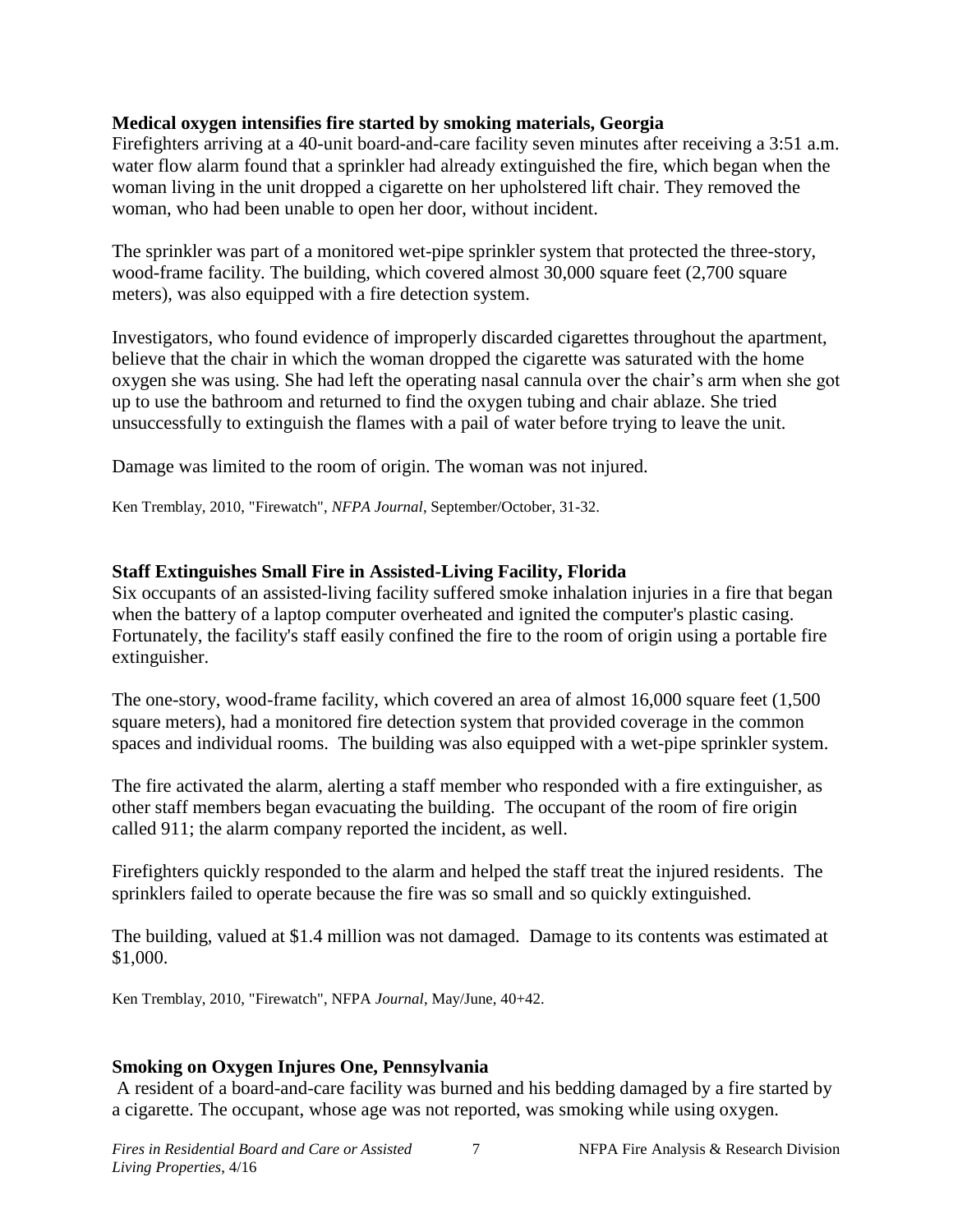**Medical oxygen intensifies fire started by smoking materials, Georgia**

Firefighters arriving at a 40-unit board-and-care facility seven minutes after receiving a 3:51 a.m. water flow alarm found that a sprinkler had already extinguished the fire, which began when the woman living in the unit dropped a cigarette on her upholstered lift chair. They removed the woman, who had been unable to open her door, without incident.

The sprinkler was part of a monitored wet-pipe sprinkler system that protected the three-story, wood-frame facility. The building, which covered almost 30,000 square feet (2,700 square meters), was also equipped with a fire detection system.

Investigators, who found evidence of improperly discarded cigarettes throughout the apartment, believe that the chair in which the woman dropped the cigarette was saturated with the home oxygen she was using. She had left the operating nasal cannula over the chair's arm when she got up to use the bathroom and returned to find the oxygen tubing and chair ablaze. She tried unsuccessfully to extinguish the flames with a pail of water before trying to leave the unit.

Damage was limited to the room of origin. The woman was not injured.

Ken Tremblay, 2010, "Firewatch", *NFPA Journal*, September/October, 31-32.

**Staff Extinguishes Small Fire in Assisted-Living Facility, Florida**

Six occupants of an assisted-living facility suffered smoke inhalation injuries in a fire that began when the battery of a laptop computer overheated and ignited the computer's plastic casing. Fortunately, the facility's staff easily confined the fire to the room of origin using a portable fire extinguisher.

The one-story, wood-frame facility, which covered an area of almost 16,000 square feet (1,500 square meters), had a monitored fire detection system that provided coverage in the common spaces and individual rooms. The building was also equipped with a wet-pipe sprinkler system.

The fire activated the alarm, alerting a staff member who responded with a fire extinguisher, as other staff members began evacuating the building. The occupant of the room of fire origin called 911; the alarm company reported the incident, as well.

Firefighters quickly responded to the alarm and helped the staff treat the injured residents. The sprinklers failed to operate because the fire was so small and so quickly extinguished.

The building, valued at $1.4 million was not damaged. Damage to its contents was estimated at $1,000.

Ken Tremblay, 2010, "Firewatch", NFPA *Journal*, May/June, 40+42.

**Smoking on Oxygen Injures One, Pennsylvania**

A resident of a board-and-care facility was burned and his bedding damaged by a fire started by a cigarette. The occupant, whose age was not reported, was smoking while using oxygen.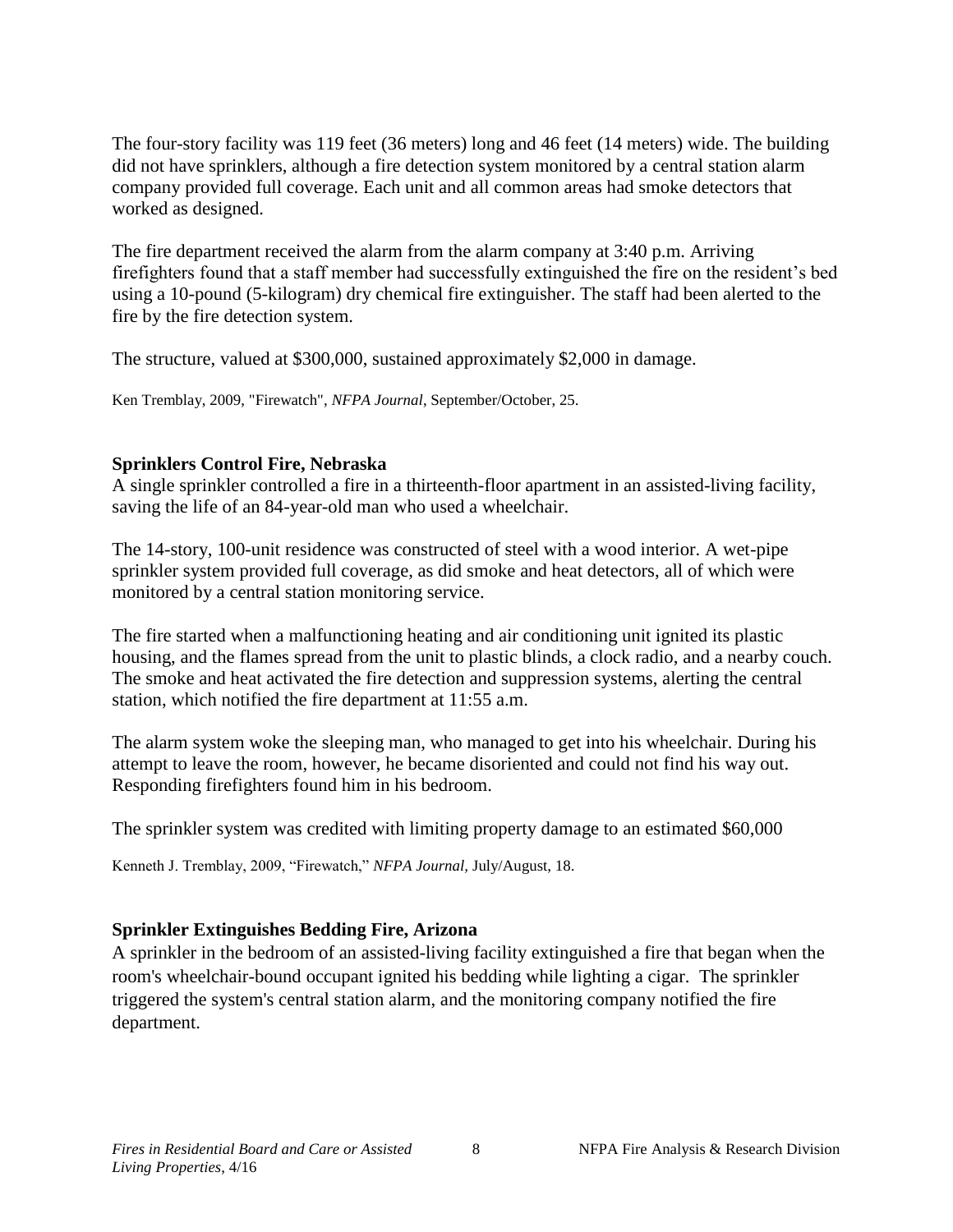The four-story facility was 119 feet (36 meters) long and 46 feet (14 meters) wide. The building did not have sprinklers, although a fire detection system monitored by a central station alarm company provided full coverage. Each unit and all common areas had smoke detectors that worked as designed.

The fire department received the alarm from the alarm company at 3:40 p.m. Arriving firefighters found that a staff member had successfully extinguished the fire on the resident's bed using a 10-pound (5-kilogram) dry chemical fire extinguisher. The staff had been alerted to the fire by the fire detection system.

The structure, valued at $300,000, sustained approximately $2,000 in damage.

Ken Tremblay, 2009, "Firewatch", *NFPA Journal*, September/October, 25.

**Sprinklers Control Fire, Nebraska**

A single sprinkler controlled a fire in a thirteenth-floor apartment in an assisted-living facility, saving the life of an 84-year-old man who used a wheelchair.

The 14-story, 100-unit residence was constructed of steel with a wood interior. A wet-pipe sprinkler system provided full coverage, as did smoke and heat detectors, all of which were monitored by a central station monitoring service.

The fire started when a malfunctioning heating and air conditioning unit ignited its plastic housing, and the flames spread from the unit to plastic blinds, a clock radio, and a nearby couch. The smoke and heat activated the fire detection and suppression systems, alerting the central station, which notified the fire department at 11:55 a.m.

The alarm system woke the sleeping man, who managed to get into his wheelchair. During his attempt to leave the room, however, he became disoriented and could not find his way out. Responding firefighters found him in his bedroom.

The sprinkler system was credited with limiting property damage to an estimated $60,000

Kenneth J. Tremblay, 2009, "Firewatch," *NFPA Journal*, July/August, 18.

**Sprinkler Extinguishes Bedding Fire, Arizona**

A sprinkler in the bedroom of an assisted-living facility extinguished a fire that began when the room's wheelchair-bound occupant ignited his bedding while lighting a cigar. The sprinkler triggered the system's central station alarm, and the monitoring company notified the fire department.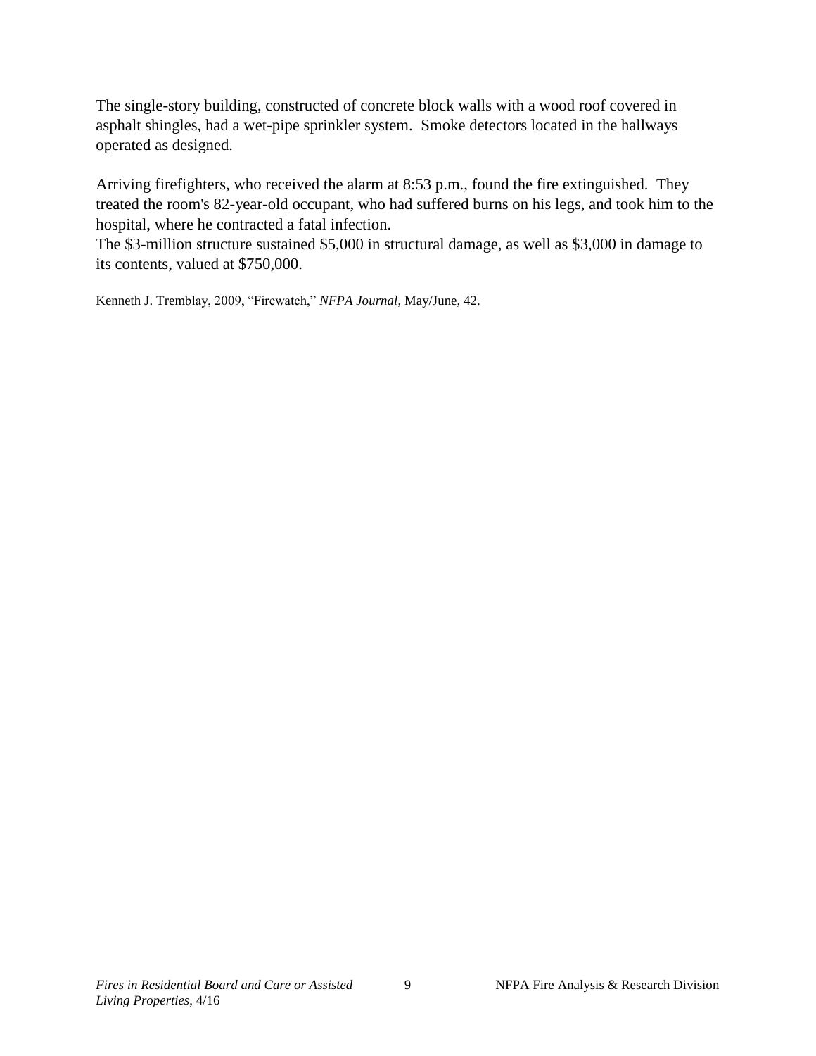The single-story building, constructed of concrete block walls with a wood roof covered in asphalt shingles, had a wet-pipe sprinkler system. Smoke detectors located in the hallways operated as designed.

Arriving firefighters, who received the alarm at 8:53 p.m., found the fire extinguished. They treated the room's 82-year-old occupant, who had suffered burns on his legs, and took him to the hospital, where he contracted a fatal infection.

The $3-million structure sustained $5,000 in structural damage, as well as $3,000 in damage to its contents, valued at $750,000.

Kenneth J. Tremblay, 2009, "Firewatch," *NFPA Journal*, May/June, 42.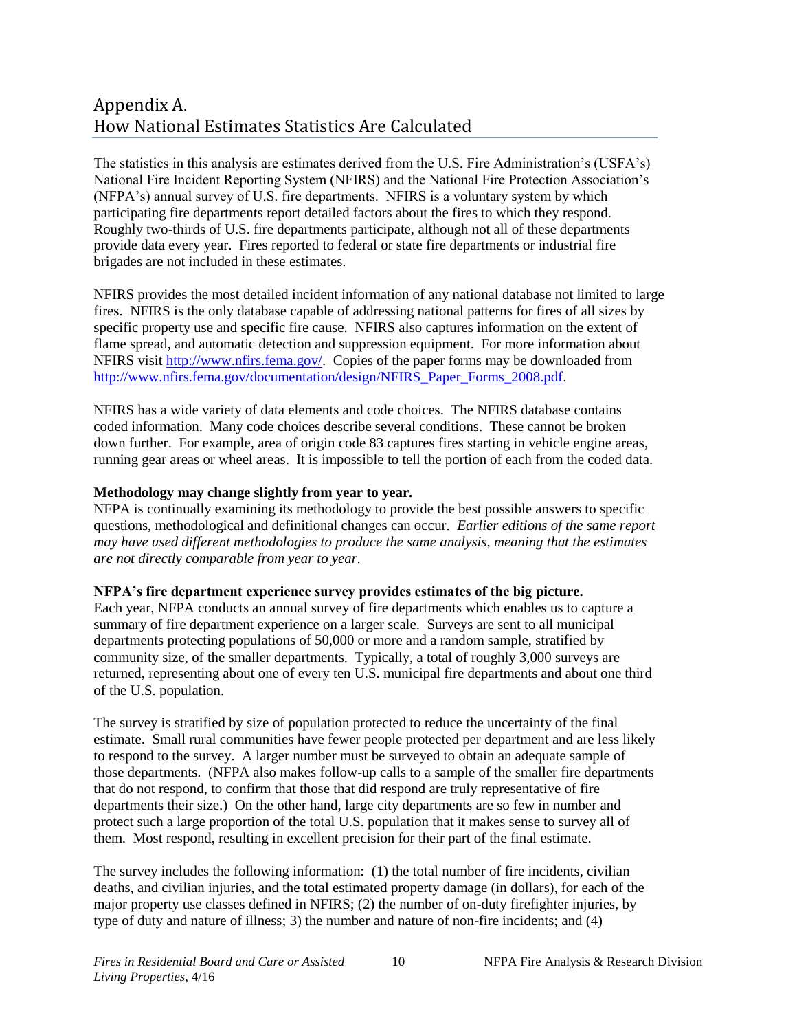# Appendix A. How National Estimates Statistics Are Calculated

The statistics in this analysis are estimates derived from the U.S. Fire Administration's (USFA's) National Fire Incident Reporting System (NFIRS) and the National Fire Protection Association's (NFPA's) annual survey of U.S. fire departments. NFIRS is a voluntary system by which participating fire departments report detailed factors about the fires to which they respond. Roughly two-thirds of U.S. fire departments participate, although not all of these departments provide data every year. Fires reported to federal or state fire departments or industrial fire brigades are not included in these estimates.

NFIRS provides the most detailed incident information of any national database not limited to large fires. NFIRS is the only database capable of addressing national patterns for fires of all sizes by specific property use and specific fire cause. NFIRS also captures information on the extent of flame spread, and automatic detection and suppression equipment. For more information about NFIRS visit http://www.nfirs.fema.gov/. Copies of the paper forms may be downloaded from http://www.nfirs.fema.gov/documentation/design/NFIRS_Paper_Forms_2008.pdf.

NFIRS has a wide variety of data elements and code choices. The NFIRS database contains coded information. Many code choices describe several conditions. These cannot be broken down further. For example, area of origin code 83 captures fires starting in vehicle engine areas, running gear areas or wheel areas. It is impossible to tell the portion of each from the coded data.

**Methodology may change slightly from year to year.**
NFPA is continually examining its methodology to provide the best possible answers to specific questions, methodological and definitional changes can occur. *Earlier editions of the same report may have used different methodologies to produce the same analysis, meaning that the estimates are not directly comparable from year to year.*

**NFPA's fire department experience survey provides estimates of the big picture.**
Each year, NFPA conducts an annual survey of fire departments which enables us to capture a summary of fire department experience on a larger scale. Surveys are sent to all municipal departments protecting populations of 50,000 or more and a random sample, stratified by community size, of the smaller departments. Typically, a total of roughly 3,000 surveys are returned, representing about one of every ten U.S. municipal fire departments and about one third of the U.S. population.

The survey is stratified by size of population protected to reduce the uncertainty of the final estimate. Small rural communities have fewer people protected per department and are less likely to respond to the survey. A larger number must be surveyed to obtain an adequate sample of those departments. (NFPA also makes follow-up calls to a sample of the smaller fire departments that do not respond, to confirm that those that did respond are truly representative of fire departments their size.) On the other hand, large city departments are so few in number and protect such a large proportion of the total U.S. population that it makes sense to survey all of them. Most respond, resulting in excellent precision for their part of the final estimate.

The survey includes the following information: (1) the total number of fire incidents, civilian deaths, and civilian injuries, and the total estimated property damage (in dollars), for each of the major property use classes defined in NFIRS; (2) the number of on-duty firefighter injuries, by type of duty and nature of illness; 3) the number and nature of non-fire incidents; and (4)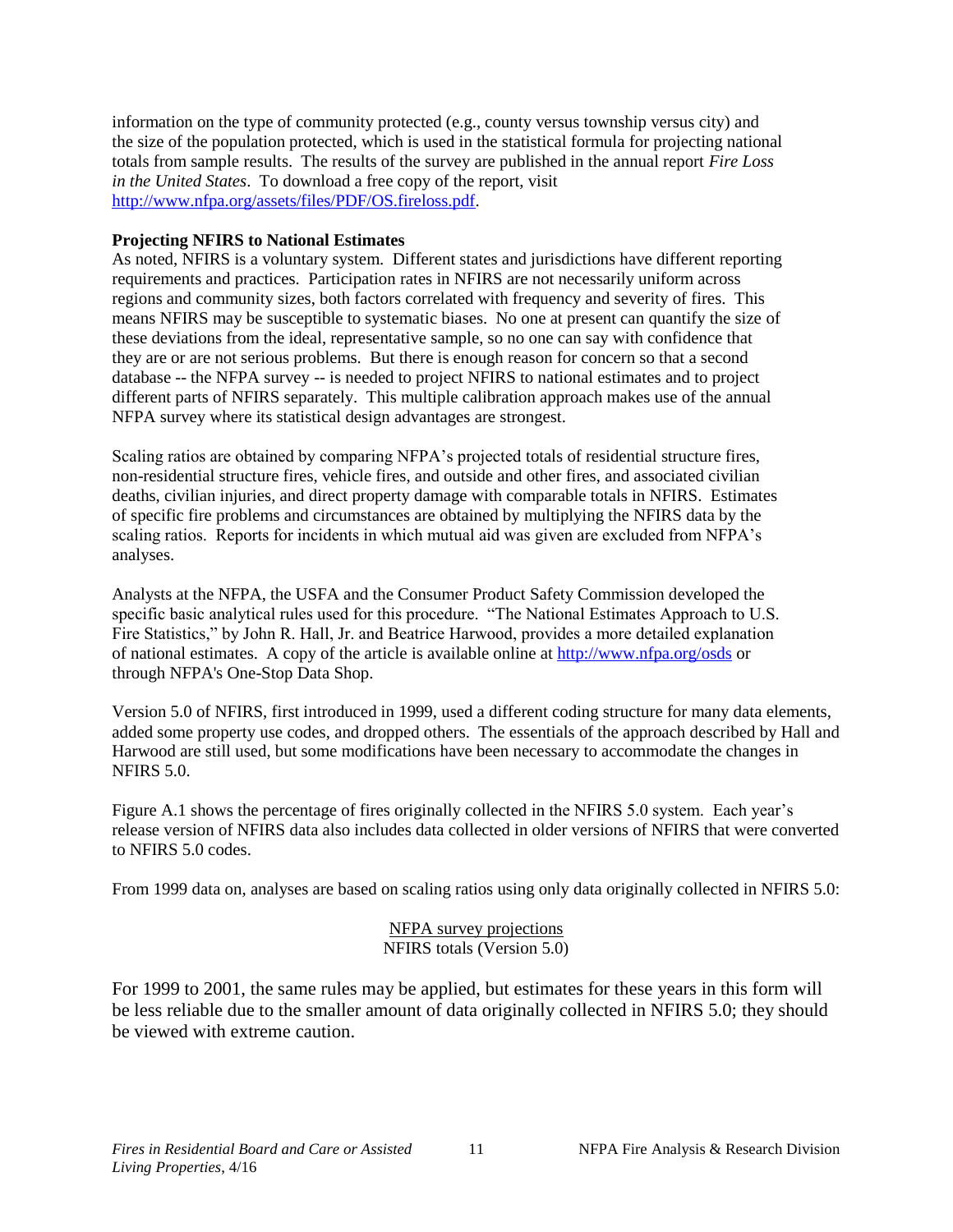information on the type of community protected (e.g., county versus township versus city) and the size of the population protected, which is used in the statistical formula for projecting national totals from sample results. The results of the survey are published in the annual report *Fire Loss in the United States*. To download a free copy of the report, visit [http://www.nfpa.org/assets/files/PDF/OS.fireloss.pdf](http://www.nfpa.org/assets/files/PDF/OS.fireloss.pdf).

**Projecting NFIRS to National Estimates**

As noted, NFIRS is a voluntary system. Different states and jurisdictions have different reporting requirements and practices. Participation rates in NFIRS are not necessarily uniform across regions and community sizes, both factors correlated with frequency and severity of fires. This means NFIRS may be susceptible to systematic biases. No one at present can quantify the size of these deviations from the ideal, representative sample, so no one can say with confidence that they are or are not serious problems. But there is enough reason for concern so that a second database -- the NFPA survey -- is needed to project NFIRS to national estimates and to project different parts of NFIRS separately. This multiple calibration approach makes use of the annual NFPA survey where its statistical design advantages are strongest.

Scaling ratios are obtained by comparing NFPA's projected totals of residential structure fires, non-residential structure fires, vehicle fires, and outside and other fires, and associated civilian deaths, civilian injuries, and direct property damage with comparable totals in NFIRS. Estimates of specific fire problems and circumstances are obtained by multiplying the NFIRS data by the scaling ratios. Reports for incidents in which mutual aid was given are excluded from NFPA's analyses.

Analysts at the NFPA, the USFA and the Consumer Product Safety Commission developed the specific basic analytical rules used for this procedure. "The National Estimates Approach to U.S. Fire Statistics," by John R. Hall, Jr. and Beatrice Harwood, provides a more detailed explanation of national estimates. A copy of the article is available online at [http://www.nfpa.org/osds](http://www.nfpa.org/osds) or through NFPA's One-Stop Data Shop.

Version 5.0 of NFIRS, first introduced in 1999, used a different coding structure for many data elements, added some property use codes, and dropped others. The essentials of the approach described by Hall and Harwood are still used, but some modifications have been necessary to accommodate the changes in NFIRS 5.0.

Figure A.1 shows the percentage of fires originally collected in the NFIRS 5.0 system. Each year's release version of NFIRS data also includes data collected in older versions of NFIRS that were converted to NFIRS 5.0 codes.

From 1999 data on, analyses are based on scaling ratios using only data originally collected in NFIRS 5.0:

$$\frac{\text{NFPA survey projections}}{\text{NFIRS totals (Version 5.0)}}$$

For 1999 to 2001, the same rules may be applied, but estimates for these years in this form will be less reliable due to the smaller amount of data originally collected in NFIRS 5.0; they should be viewed with extreme caution.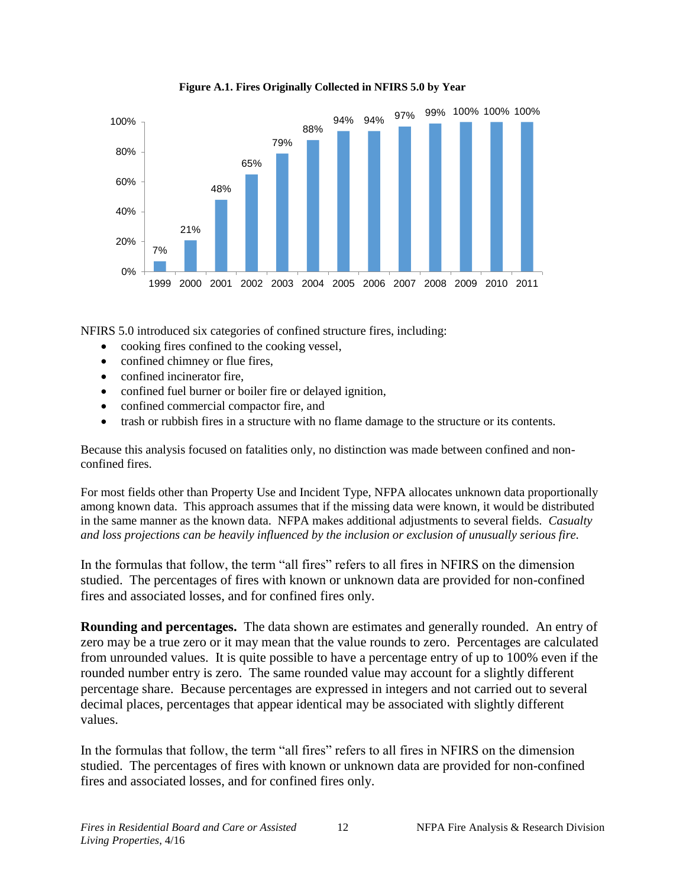**Figure A.1. Fires Originally Collected in NFIRS 5.0 by Year**

| Year | Percent |
|---|---|
| 1999 | 7% |
| 2000 | 21% |
| 2001 | 48% |
| 2002 | 65% |
| 2003 | 79% |
| 2004 | 88% |
| 2005 | 94% |
| 2006 | 94% |
| 2007 | 97% |
| 2008 | 99% |
| 2009 | 100% |
| 2010 | 100% |
| 2011 | 100% |

NFIRS 5.0 introduced six categories of confined structure fires, including:

- cooking fires confined to the cooking vessel,
- confined chimney or flue fires,
- confined incinerator fire,
- confined fuel burner or boiler fire or delayed ignition,
- confined commercial compactor fire, and
- trash or rubbish fires in a structure with no flame damage to the structure or its contents.

Because this analysis focused on fatalities only, no distinction was made between confined and non-confined fires.

For most fields other than Property Use and Incident Type, NFPA allocates unknown data proportionally among known data. This approach assumes that if the missing data were known, it would be distributed in the same manner as the known data. NFPA makes additional adjustments to several fields. *Casualty and loss projections can be heavily influenced by the inclusion or exclusion of unusually serious fire.*

In the formulas that follow, the term "all fires" refers to all fires in NFIRS on the dimension studied. The percentages of fires with known or unknown data are provided for non-confined fires and associated losses, and for confined fires only.

**Rounding and percentages.** The data shown are estimates and generally rounded. An entry of zero may be a true zero or it may mean that the value rounds to zero. Percentages are calculated from unrounded values. It is quite possible to have a percentage entry of up to 100% even if the rounded number entry is zero. The same rounded value may account for a slightly different percentage share. Because percentages are expressed in integers and not carried out to several decimal places, percentages that appear identical may be associated with slightly different values.

In the formulas that follow, the term "all fires" refers to all fires in NFIRS on the dimension studied. The percentages of fires with known or unknown data are provided for non-confined fires and associated losses, and for confined fires only.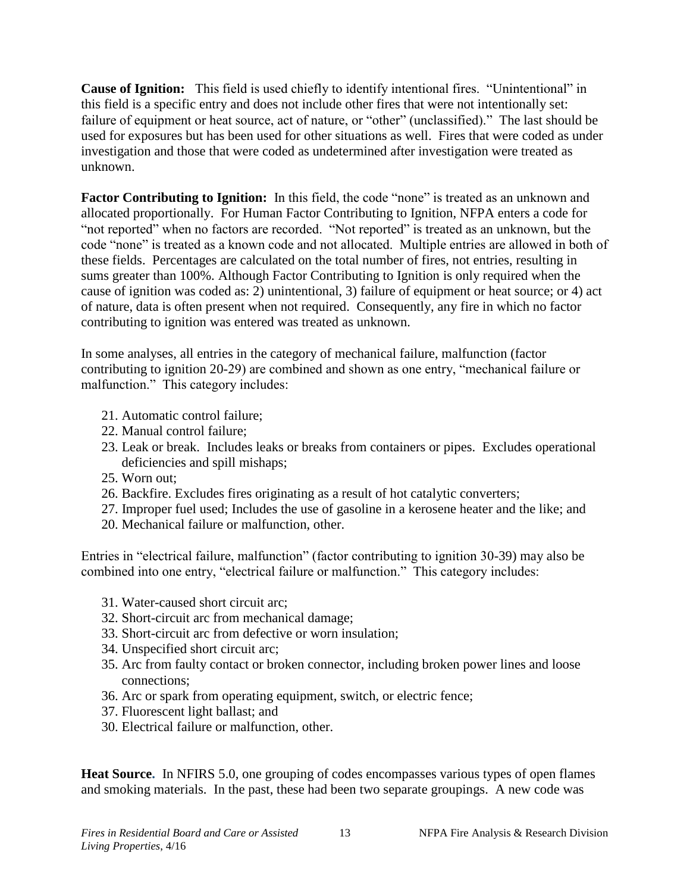**Cause of Ignition:** This field is used chiefly to identify intentional fires. "Unintentional" in this field is a specific entry and does not include other fires that were not intentionally set: failure of equipment or heat source, act of nature, or "other" (unclassified)." The last should be used for exposures but has been used for other situations as well. Fires that were coded as under investigation and those that were coded as undetermined after investigation were treated as unknown.

**Factor Contributing to Ignition:** In this field, the code "none" is treated as an unknown and allocated proportionally. For Human Factor Contributing to Ignition, NFPA enters a code for "not reported" when no factors are recorded. "Not reported" is treated as an unknown, but the code "none" is treated as a known code and not allocated. Multiple entries are allowed in both of these fields. Percentages are calculated on the total number of fires, not entries, resulting in sums greater than 100%. Although Factor Contributing to Ignition is only required when the cause of ignition was coded as: 2) unintentional, 3) failure of equipment or heat source; or 4) act of nature, data is often present when not required. Consequently, any fire in which no factor contributing to ignition was entered was treated as unknown.

In some analyses, all entries in the category of mechanical failure, malfunction (factor contributing to ignition 20-29) are combined and shown as one entry, "mechanical failure or malfunction." This category includes:

- 21. Automatic control failure;
- 22. Manual control failure;
- 23. Leak or break. Includes leaks or breaks from containers or pipes. Excludes operational deficiencies and spill mishaps;
- 25. Worn out;
- 26. Backfire. Excludes fires originating as a result of hot catalytic converters;
- 27. Improper fuel used; Includes the use of gasoline in a kerosene heater and the like; and
- 20. Mechanical failure or malfunction, other.

Entries in "electrical failure, malfunction" (factor contributing to ignition 30-39) may also be combined into one entry, "electrical failure or malfunction." This category includes:

- 31. Water-caused short circuit arc;
- 32. Short-circuit arc from mechanical damage;
- 33. Short-circuit arc from defective or worn insulation;
- 34. Unspecified short circuit arc;
- 35. Arc from faulty contact or broken connector, including broken power lines and loose connections;
- 36. Arc or spark from operating equipment, switch, or electric fence;
- 37. Fluorescent light ballast; and
- 30. Electrical failure or malfunction, other.

**Heat Source.** In NFIRS 5.0, one grouping of codes encompasses various types of open flames and smoking materials. In the past, these had been two separate groupings. A new code was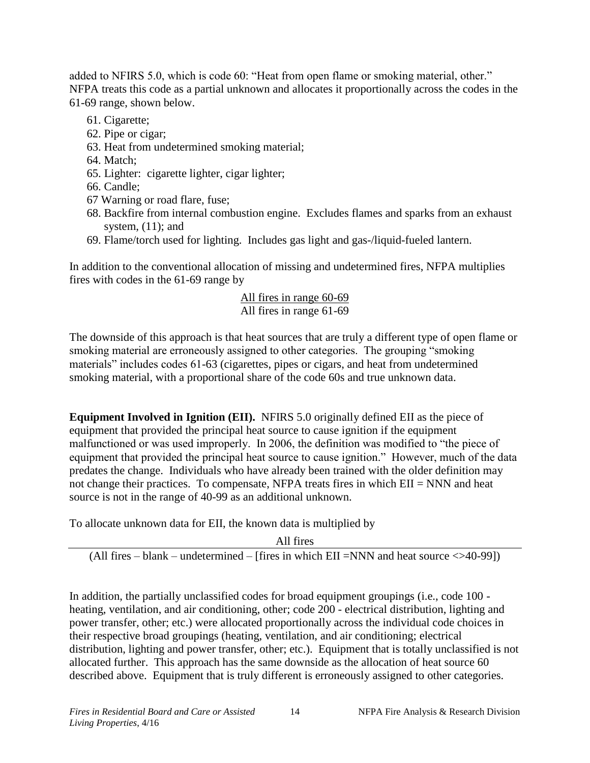added to NFIRS 5.0, which is code 60: "Heat from open flame or smoking material, other." NFPA treats this code as a partial unknown and allocates it proportionally across the codes in the 61-69 range, shown below.

61. Cigarette;
62. Pipe or cigar;
63. Heat from undetermined smoking material;
64. Match;
65. Lighter: cigarette lighter, cigar lighter;
66. Candle;
67 Warning or road flare, fuse;
68. Backfire from internal combustion engine. Excludes flames and sparks from an exhaust system, (11); and
69. Flame/torch used for lighting. Includes gas light and gas-/liquid-fueled lantern.

In addition to the conventional allocation of missing and undetermined fires, NFPA multiplies fires with codes in the 61-69 range by

$$\frac{\text{All fires in range 60-69}}{\text{All fires in range 61-69}}$$

The downside of this approach is that heat sources that are truly a different type of open flame or smoking material are erroneously assigned to other categories. The grouping "smoking materials" includes codes 61-63 (cigarettes, pipes or cigars, and heat from undetermined smoking material, with a proportional share of the code 60s and true unknown data.

**Equipment Involved in Ignition (EII).** NFIRS 5.0 originally defined EII as the piece of equipment that provided the principal heat source to cause ignition if the equipment malfunctioned or was used improperly. In 2006, the definition was modified to "the piece of equipment that provided the principal heat source to cause ignition." However, much of the data predates the change. Individuals who have already been trained with the older definition may not change their practices. To compensate, NFPA treats fires in which EII = NNN and heat source is not in the range of 40-99 as an additional unknown.

To allocate unknown data for EII, the known data is multiplied by

$$\frac{\text{All fires}}{\text{(All fires – blank – undetermined – [fires in which EII =NNN and heat source <>40-99])}}$$

In addition, the partially unclassified codes for broad equipment groupings (i.e., code 100 - heating, ventilation, and air conditioning, other; code 200 - electrical distribution, lighting and power transfer, other; etc.) were allocated proportionally across the individual code choices in their respective broad groupings (heating, ventilation, and air conditioning; electrical distribution, lighting and power transfer, other; etc.). Equipment that is totally unclassified is not allocated further. This approach has the same downside as the allocation of heat source 60 described above. Equipment that is truly different is erroneously assigned to other categories.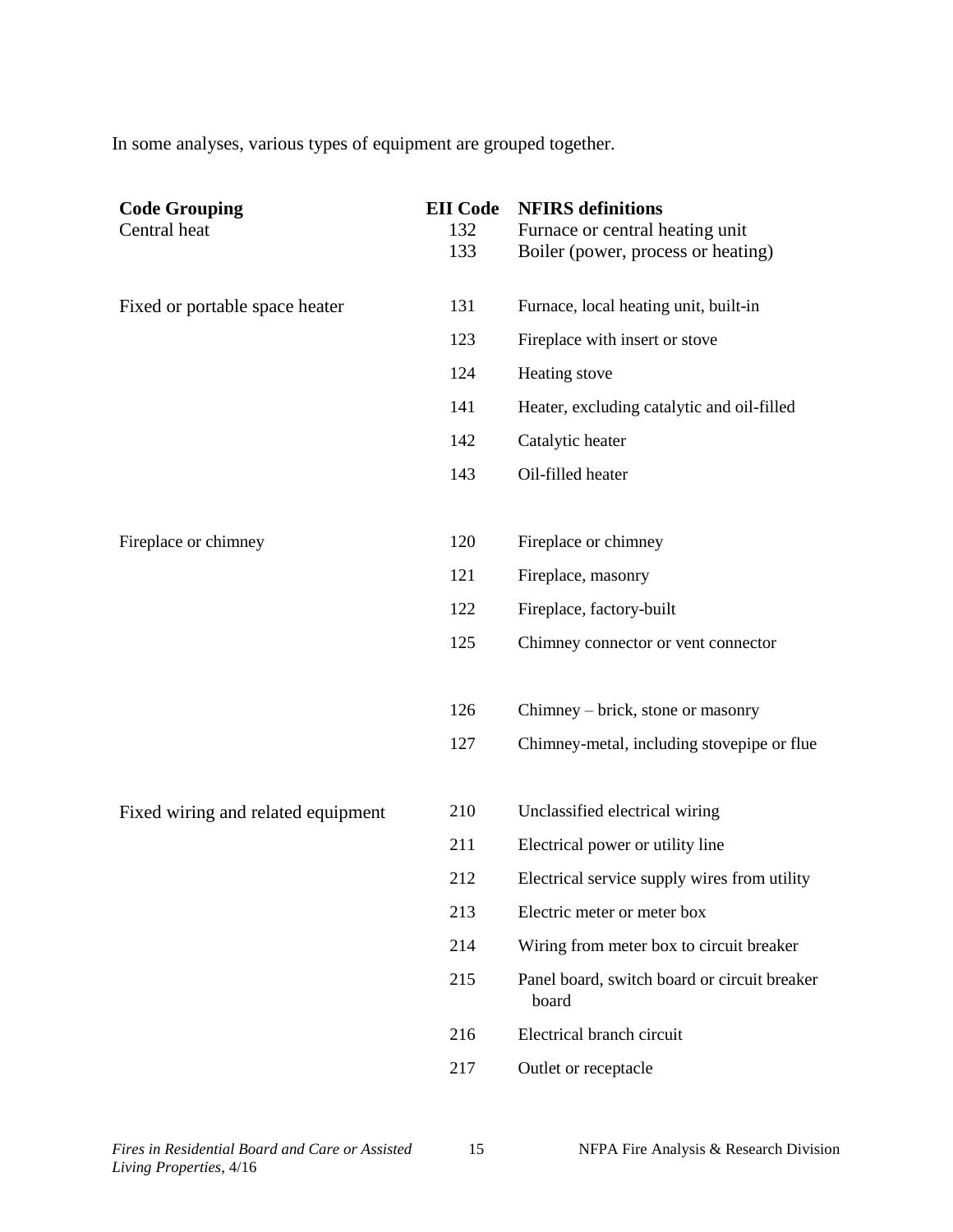In some analyses, various types of equipment are grouped together.

| Code Grouping | EII Code | NFIRS definitions |
|---|---|---|
| Central heat | 132 | Furnace or central heating unit |
| | 133 | Boiler (power, process or heating) |
| Fixed or portable space heater | 131 | Furnace, local heating unit, built-in |
| | 123 | Fireplace with insert or stove |
| | 124 | Heating stove |
| | 141 | Heater, excluding catalytic and oil-filled |
| | 142 | Catalytic heater |
| | 143 | Oil-filled heater |
| Fireplace or chimney | 120 | Fireplace or chimney |
| | 121 | Fireplace, masonry |
| | 122 | Fireplace, factory-built |
| | 125 | Chimney connector or vent connector |
| | 126 | Chimney – brick, stone or masonry |
| | 127 | Chimney-metal, including stovepipe or flue |
| Fixed wiring and related equipment | 210 | Unclassified electrical wiring |
| | 211 | Electrical power or utility line |
| | 212 | Electrical service supply wires from utility |
| | 213 | Electric meter or meter box |
| | 214 | Wiring from meter box to circuit breaker |
| | 215 | Panel board, switch board or circuit breaker board |
| | 216 | Electrical branch circuit |
| | 217 | Outlet or receptacle |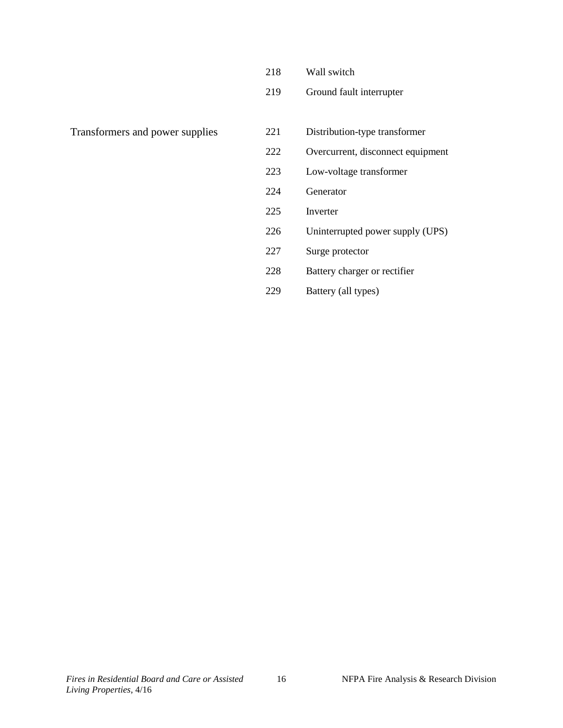| | | |
|---|---|---|
| | 218 | Wall switch |
| | 219 | Ground fault interrupter |
| | | |
| Transformers and power supplies | 221 | Distribution-type transformer |
| | 222 | Overcurrent, disconnect equipment |
| | 223 | Low-voltage transformer |
| | 224 | Generator |
| | 225 | Inverter |
| | 226 | Uninterrupted power supply (UPS) |
| | 227 | Surge protector |
| | 228 | Battery charger or rectifier |
| | 229 | Battery (all types) |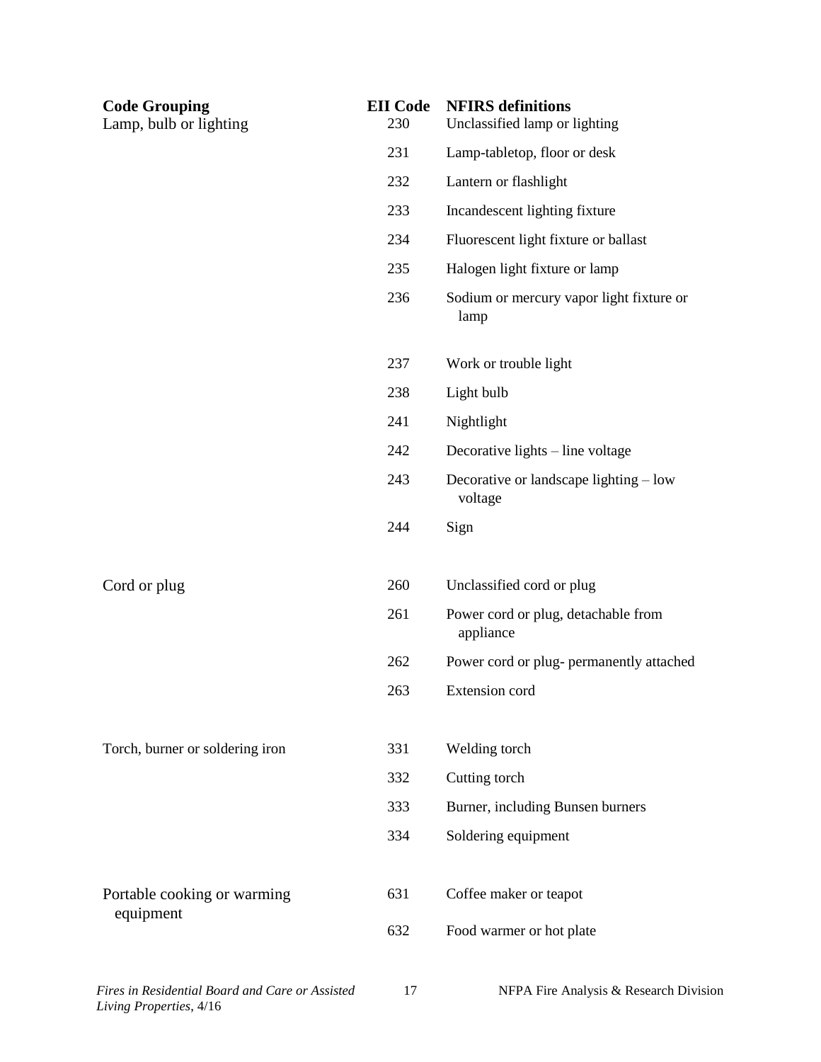| Code Grouping | EII Code | NFIRS definitions |
|---|---|---|
| Lamp, bulb or lighting | 230 | Unclassified lamp or lighting |
| | 231 | Lamp-tabletop, floor or desk |
| | 232 | Lantern or flashlight |
| | 233 | Incandescent lighting fixture |
| | 234 | Fluorescent light fixture or ballast |
| | 235 | Halogen light fixture or lamp |
| | 236 | Sodium or mercury vapor light fixture or lamp |
| | 237 | Work or trouble light |
| | 238 | Light bulb |
| | 241 | Nightlight |
| | 242 | Decorative lights – line voltage |
| | 243 | Decorative or landscape lighting – low voltage |
| | 244 | Sign |
| Cord or plug | 260 | Unclassified cord or plug |
| | 261 | Power cord or plug, detachable from appliance |
| | 262 | Power cord or plug- permanently attached |
| | 263 | Extension cord |
| Torch, burner or soldering iron | 331 | Welding torch |
| | 332 | Cutting torch |
| | 333 | Burner, including Bunsen burners |
| | 334 | Soldering equipment |
| Portable cooking or warming equipment | 631 | Coffee maker or teapot |
| | 632 | Food warmer or hot plate |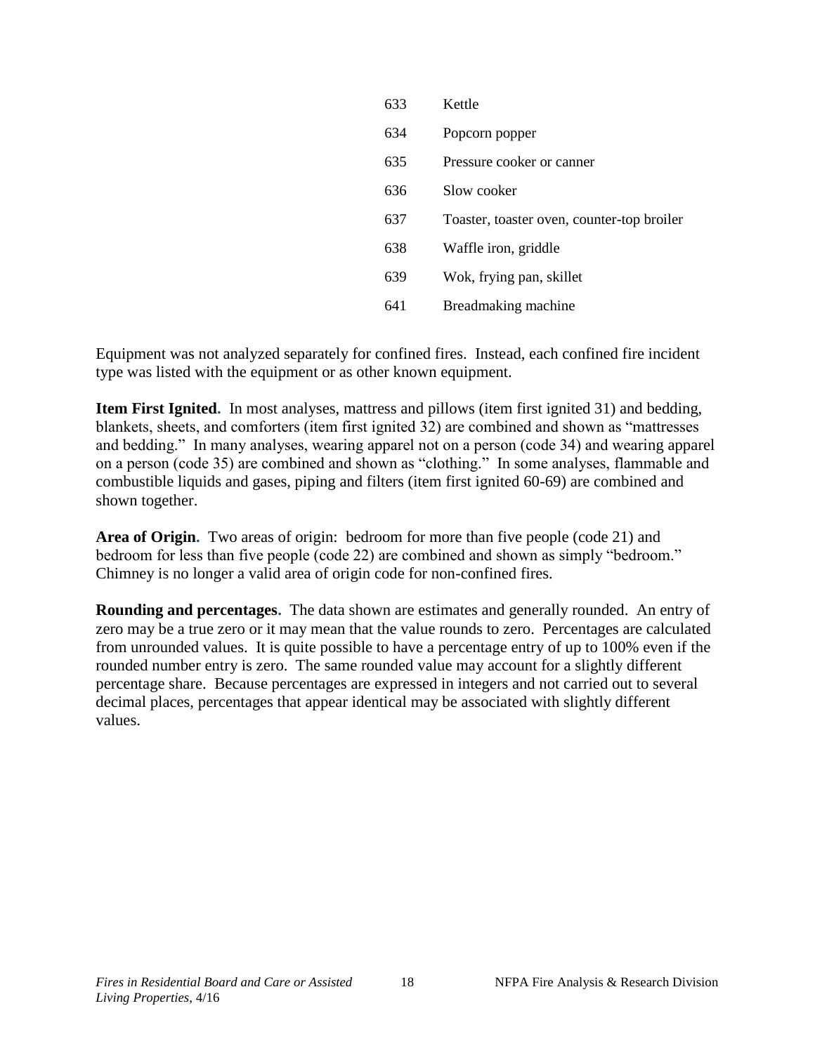| | |
|---|---|
| 633 | Kettle |
| 634 | Popcorn popper |
| 635 | Pressure cooker or canner |
| 636 | Slow cooker |
| 637 | Toaster, toaster oven, counter-top broiler |
| 638 | Waffle iron, griddle |
| 639 | Wok, frying pan, skillet |
| 641 | Breadmaking machine |

Equipment was not analyzed separately for confined fires. Instead, each confined fire incident type was listed with the equipment or as other known equipment.

**Item First Ignited.** In most analyses, mattress and pillows (item first ignited 31) and bedding, blankets, sheets, and comforters (item first ignited 32) are combined and shown as "mattresses and bedding." In many analyses, wearing apparel not on a person (code 34) and wearing apparel on a person (code 35) are combined and shown as "clothing." In some analyses, flammable and combustible liquids and gases, piping and filters (item first ignited 60-69) are combined and shown together.

**Area of Origin.** Two areas of origin: bedroom for more than five people (code 21) and bedroom for less than five people (code 22) are combined and shown as simply "bedroom." Chimney is no longer a valid area of origin code for non-confined fires.

**Rounding and percentages.** The data shown are estimates and generally rounded. An entry of zero may be a true zero or it may mean that the value rounds to zero. Percentages are calculated from unrounded values. It is quite possible to have a percentage entry of up to 100% even if the rounded number entry is zero. The same rounded value may account for a slightly different percentage share. Because percentages are expressed in integers and not carried out to several decimal places, percentages that appear identical may be associated with slightly different values.